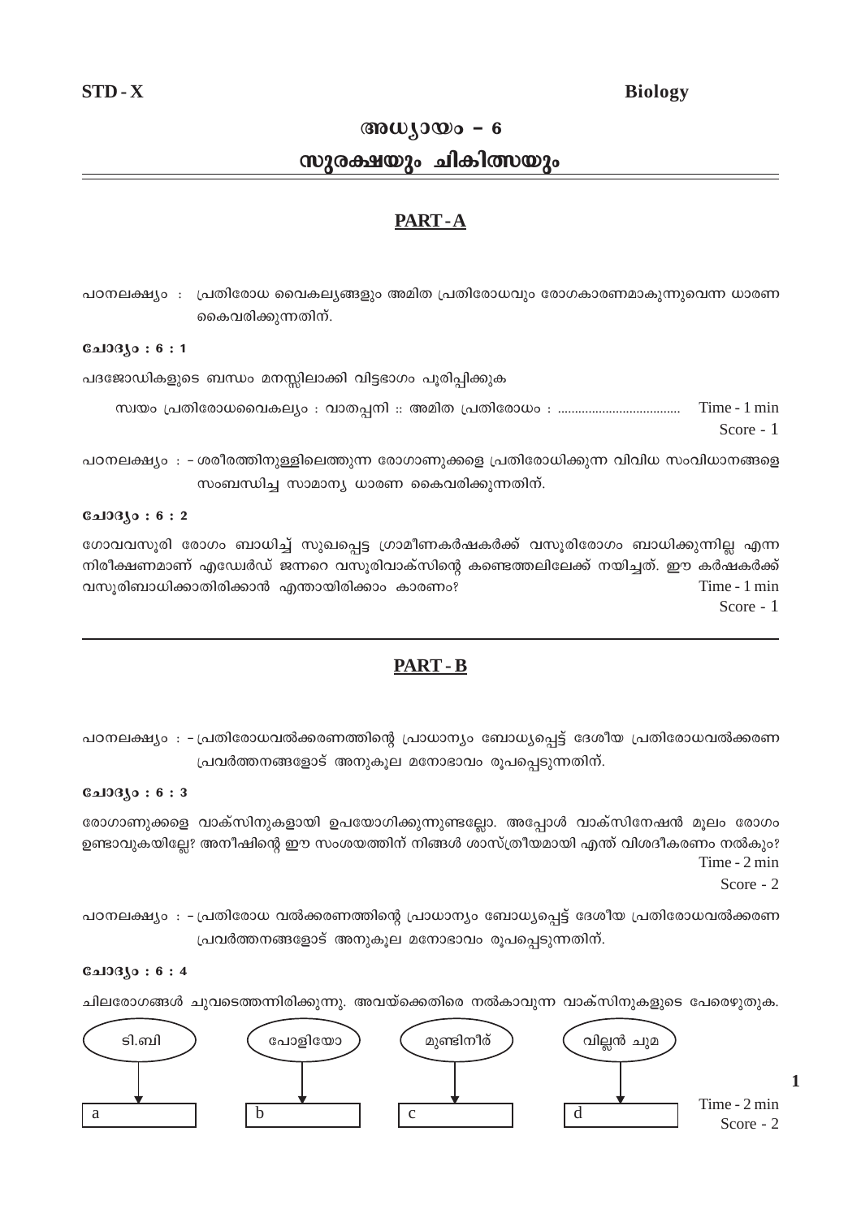**STD - X** **Biology**

# അധ്യായം – 6

## സുരക്ഷയും ചികിത്സയും

### PART - A

പഠനലക്ഷ്യം : പ്രതിരോധ വൈകല്യങ്ങളും അമിത പ്രതിരോധവും രോഗകാരണമാകുന്നുവെന്ന ധാരണ കൈവരിക്കുന്നതിന്.

**ചോദ്യം : 6 : 1**

പദജോഡികളുടെ ബന്ധം മനസ്സിലാക്കി വിട്ടഭാഗം പൂരിപ്പിക്കുക

സ്വയം പ്രതിരോധവൈകല്യം : വാതപ്പനി :: അമിത പ്രതിരോധം : ................................... Time - 1 min
Score - 1

പഠനലക്ഷ്യം : – ശരീരത്തിനുള്ളിലെത്തുന്ന രോഗാണുക്കളെ പ്രതിരോധിക്കുന്ന വിവിധ സംവിധാനങ്ങളെ സംബന്ധിച്ച സാമാന്യ ധാരണ കൈവരിക്കുന്നതിന്.

**ചോദ്യം : 6 : 2**

ഗോവവസൂരി രോഗം ബാധിച്ച് സുഖപ്പെട്ട ഗ്രാമീണകർഷകർക്ക് വസൂരിരോഗം ബാധിക്കുന്നില്ല എന്ന നിരീക്ഷണമാണ് എഡ്വേർഡ് ജന്നറെ വസൂരിവാക്സിന്റെ കണ്ടെത്തലിലേക്ക് നയിച്ചത്. ഈ കർഷകർക്ക് വസൂരിബാധിക്കാതിരിക്കാൻ എന്തായിരിക്കാം കാരണം? Time - 1 min
Score - 1

### PART - B

പഠനലക്ഷ്യം : – പ്രതിരോധവൽക്കരണത്തിന്റെ പ്രാധാന്യം ബോധ്യപ്പെട്ട് ദേശീയ പ്രതിരോധവൽക്കരണ പ്രവർത്തനങ്ങളോട് അനുകൂല മനോഭാവം രൂപപ്പെടുന്നതിന്.

**ചോദ്യം : 6 : 3**

രോഗാണുക്കളെ വാക്സിനുകളായി ഉപയോഗിക്കുന്നുണ്ടല്ലോ. അപ്പോൾ വാക്സിനേഷൻ മൂലം രോഗം ഉണ്ടാവുകയില്ലേ? അനീഷിന്റെ ഈ സംശയത്തിന് നിങ്ങൾ ശാസ്ത്രീയമായി എന്ത് വിശദീകരണം നൽകും? Time - 2 min
Score - 2

പഠനലക്ഷ്യം : – പ്രതിരോധ വൽക്കരണത്തിന്റെ പ്രാധാന്യം ബോധ്യപ്പെട്ട് ദേശീയ പ്രതിരോധവൽക്കരണ പ്രവർത്തനങ്ങളോട് അനുകൂല മനോഭാവം രൂപപ്പെടുന്നതിന്.

**ചോദ്യം : 6 : 4**

ചിലരോഗങ്ങൾ ചുവടെത്തന്നിരിക്കുന്നു. അവയ്ക്കെതിരെ നൽകാവുന്ന വാക്സിനുകളുടെ പേരെഴുതുക.

| ടി.ബി | പോളിയോ | മുണ്ടിനീര് | വില്ലൻ ചുമ |
|---|---|---|---|
| ↓ | ↓ | ↓ | ↓ |
| a | b | c | d |

Time - 2 min
Score - 2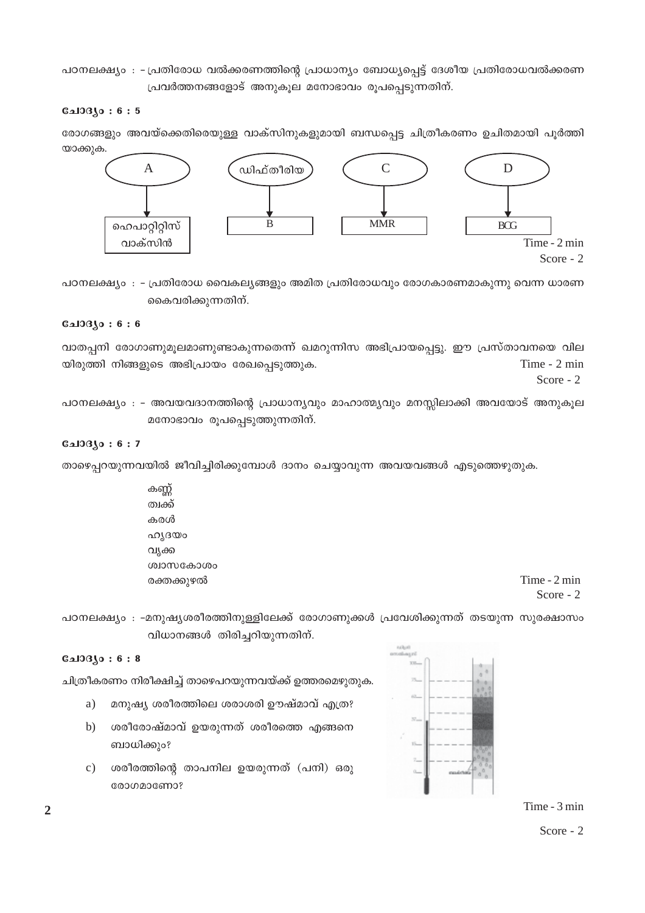പഠനലക്ഷ്യം : – പ്രതിരോധ വൽക്കരണത്തിന്റെ പ്രാധാന്യം ബോധ്യപ്പെട്ട് ദേശീയ പ്രതിരോധവൽക്കരണ പ്രവർത്തനങ്ങളോട് അനുകൂല മനോഭാവം രൂപപ്പെടുന്നതിന്.

**ചോദ്യം : 6 : 5**

രോഗങ്ങളും അവയ്ക്കെതിരെയുള്ള വാക്സിനുകളുമായി ബന്ധപ്പെട്ട ചിത്രീകരണം ഉചിതമായി പൂർത്തിയാക്കുക.

| A | ഡിഫ്തീരിയ | C | D |
|---|---|---|---|
| ↓ | ↓ | ↓ | ↓ |
| ഹെപാറ്റിറ്റിസ് വാക്സിൻ | B | MMR | BCG |

Time - 2 min
Score - 2

പഠനലക്ഷ്യം : – പ്രതിരോധ വൈകല്യങ്ങളും അമിത പ്രതിരോധവും രോഗകാരണമാകുന്നു വെന്ന ധാരണ കൈവരിക്കുന്നതിന്.

**ചോദ്യം : 6 : 6**

വാതപ്പനി രോഗാണുമൂലമാണുണ്ടാകുന്നതെന്ന് ഖമറുന്നിസ അഭിപ്രായപ്പെട്ടു. ഈ പ്രസ്താവനയെ വിലയിരുത്തി നിങ്ങളുടെ അഭിപ്രായം രേഖപ്പെടുത്തുക.

Time - 2 min
Score - 2

പഠനലക്ഷ്യം : – അവയവദാനത്തിന്റെ പ്രാധാന്യവും മാഹാത്മ്യവും മനസ്സിലാക്കി അവയോട് അനുകൂല മനോഭാവം രൂപപ്പെടുത്തുന്നതിന്.

**ചോദ്യം : 6 : 7**

താഴെപ്പറയുന്നവയിൽ ജീവിച്ചിരിക്കുമ്പോൾ ദാനം ചെയ്യാവുന്ന അവയവങ്ങൾ എടുത്തെഴുതുക.

- കണ്ണ്
- ത്വക്ക്
- കരൾ
- ഹൃദയം
- വൃക്ക
- ശ്വാസകോശം
- രക്തക്കുഴൽ

Time - 2 min
Score - 2

പഠനലക്ഷ്യം : –മനുഷ്യശരീരത്തിനുള്ളിലേക്ക് രോഗാണുക്കൾ പ്രവേശിക്കുന്നത് തടയുന്ന സുരക്ഷാസംവിധാനങ്ങൾ തിരിച്ചറിയുന്നതിന്.

**ചോദ്യം : 6 : 8**

ചിത്രീകരണം നിരീക്ഷിച്ച് താഴെപറയുന്നവയ്ക്ക് ഉത്തരമെഴുതുക.

a) മനുഷ്യ ശരീരത്തിലെ ശരാശരി ഊഷ്മാവ് എത്ര?

b) ശരീരോഷ്മാവ് ഉയരുന്നത് ശരീരത്തെ എങ്ങനെ ബാധിക്കും?

c) ശരീരത്തിന്റെ താപനില ഉയരുന്നത് (പനി) ഒരു രോഗമാണോ?

Time - 3 min
Score - 2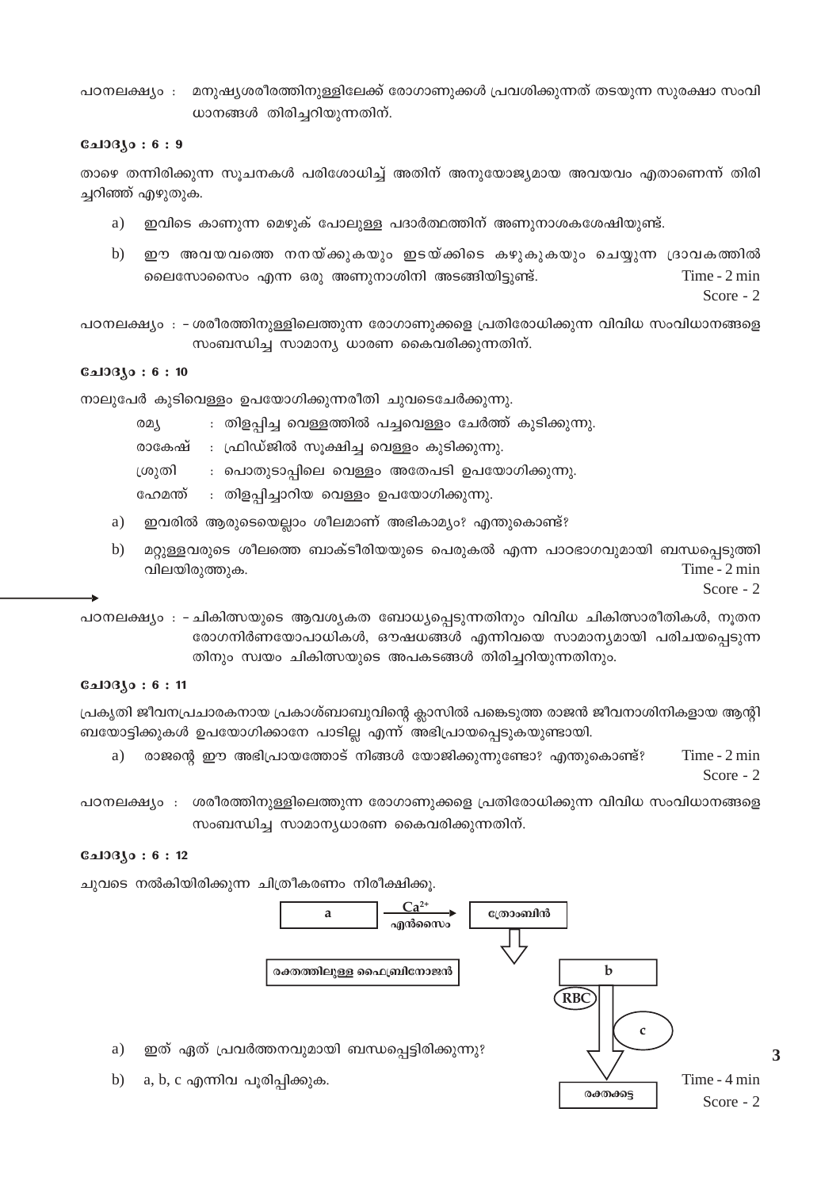പഠനലക്ഷ്യം : മനുഷ്യശരീരത്തിനുള്ളിലേക്ക് രോഗാണുക്കൾ പ്രവേശിക്കുന്നത് തടയുന്ന സുരക്ഷാ സംവിധാനങ്ങൾ തിരിച്ചറിയുന്നതിന്.

**ചോദ്യം : 6 : 9**

താഴെ തന്നിരിക്കുന്ന സൂചനകൾ പരിശോധിച്ച് അതിന് അനുയോജ്യമായ അവയവം എതാണെന്ന് തിരിച്ചറിഞ്ഞ് എഴുതുക.

a) ഇവിടെ കാണുന്ന മെഴുക് പോലുള്ള പദാർത്ഥത്തിന് അണുനാശകശേഷിയുണ്ട്.

b) ഈ അവയവത്തെ നനയ്ക്കുകയും ഇടയ്ക്കിടെ കഴുകുകയും ചെയ്യുന്ന ദ്രാവകത്തിൽ ലൈസോസൈം എന്ന ഒരു അണുനാശിനി അടങ്ങിയിട്ടുണ്ട്.

Time - 2 min
Score - 2

പഠനലക്ഷ്യം : - ശരീരത്തിനുള്ളിലെത്തുന്ന രോഗാണുക്കളെ പ്രതിരോധിക്കുന്ന വിവിധ സംവിധാനങ്ങളെ സംബന്ധിച്ച സാമാന്യ ധാരണ കൈവരിക്കുന്നതിന്.

**ചോദ്യം : 6 : 10**

നാലുപേർ കുടിവെള്ളം ഉപയോഗിക്കുന്നരീതി ചുവടെചേർക്കുന്നു.

- രമ്യ : തിളപ്പിച്ച വെള്ളത്തിൽ പച്ചവെള്ളം ചേർത്ത് കുടിക്കുന്നു.
- രാകേഷ് : ഫ്രിഡ്ജിൽ സൂക്ഷിച്ച വെള്ളം കുടിക്കുന്നു.
- ശ്രുതി : പൊതുടാപ്പിലെ വെള്ളം അതേപടി ഉപയോഗിക്കുന്നു.
- ഹേമന്ത് : തിളപ്പിച്ചാറിയ വെള്ളം ഉപയോഗിക്കുന്നു.

a) ഇവരിൽ ആരുടെയെല്ലാം ശീലമാണ് അഭികാമ്യം? എന്തുകൊണ്ട്?

b) മറ്റുള്ളവരുടെ ശീലത്തെ ബാക്ടീരിയയുടെ പെരുകൽ എന്ന പാഠഭാഗവുമായി ബന്ധപ്പെടുത്തി വിലയിരുത്തുക.

Time - 2 min
Score - 2

പഠനലക്ഷ്യം : - ചികിത്സയുടെ ആവശ്യകത ബോധ്യപ്പെടുന്നതിനും വിവിധ ചികിത്സാരീതികൾ, നൂതന രോഗനിർണയോപാധികൾ, ഔഷധങ്ങൾ എന്നിവയെ സാമാന്യമായി പരിചയപ്പെടുന്നതിനും സ്വയം ചികിത്സയുടെ അപകടങ്ങൾ തിരിച്ചറിയുന്നതിനും.

**ചോദ്യം : 6 : 11**

പ്രകൃതി ജീവനപ്രചാരകനായ പ്രകാശ്ബാബുവിന്റെ ക്ലാസിൽ പങ്കെടുത്ത രാജൻ ജീവനാശിനികളായ ആന്റിബയോട്ടിക്കുകൾ ഉപയോഗിക്കാനേ പാടില്ല എന്ന് അഭിപ്രായപ്പെടുകയുണ്ടായി.

a) രാജന്റെ ഈ അഭിപ്രായത്തോട് നിങ്ങൾ യോജിക്കുന്നുണ്ടോ? എന്തുകൊണ്ട്?

Time - 2 min
Score - 2

പഠനലക്ഷ്യം : ശരീരത്തിനുള്ളിലെത്തുന്ന രോഗാണുക്കളെ പ്രതിരോധിക്കുന്ന വിവിധ സംവിധാനങ്ങളെ സംബന്ധിച്ച സാമാന്യധാരണ കൈവരിക്കുന്നതിന്.

**ചോദ്യം : 6 : 12**

ചുവടെ നൽകിയിരിക്കുന്ന ചിത്രീകരണം നിരീക്ഷിക്കൂ.

a —($Ca^{2+}$, എൻസൈം)→ ത്രോംബിൻ

രക്തത്തിലുള്ള ഫൈബ്രിനോജൻ → b

b + RBC + c → രക്തക്കട്ട

a) ഇത് ഏത് പ്രവർത്തനവുമായി ബന്ധപ്പെട്ടിരിക്കുന്നു?

b) a, b, c എന്നിവ പൂരിപ്പിക്കുക.

Time - 4 min
Score - 2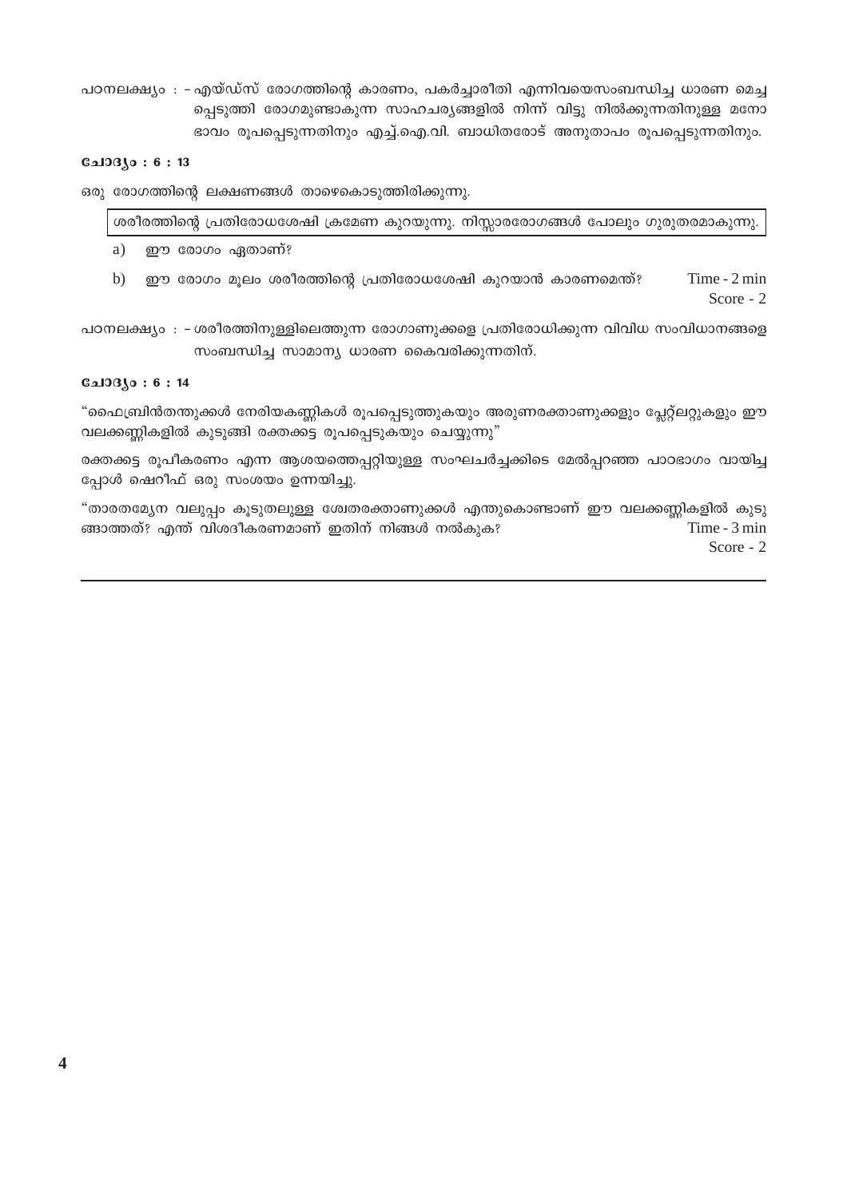പഠനലക്ഷ്യം : – എയ്ഡ്സ് രോഗത്തിന്റെ കാരണം, പകർച്ചാരീതി എന്നിവയെസംബന്ധിച്ച ധാരണ മെച്ചപ്പെടുത്തി രോഗമുണ്ടാകുന്ന സാഹചര്യങ്ങളിൽ നിന്ന് വിട്ടു നിൽക്കുന്നതിനുള്ള മനോഭാവം രൂപപ്പെടുന്നതിനും എച്ച്.ഐ.വി. ബാധിതരോട് അനുതാപം രൂപപ്പെടുന്നതിനും.

**ചോദ്യം : 6 : 13**

ഒരു രോഗത്തിന്റെ ലക്ഷണങ്ങൾ താഴെകൊടുത്തിരിക്കുന്നു.

| ശരീരത്തിന്റെ പ്രതിരോധശേഷി ക്രമേണ കുറയുന്നു. നിസ്സാരരോഗങ്ങൾ പോലും ഗുരുതരമാകുന്നു. |
|---|

a) ഈ രോഗം ഏതാണ്?

b) ഈ രോഗം മൂലം ശരീരത്തിന്റെ പ്രതിരോധശേഷി കുറയാൻ കാരണമെന്ത്? Time - 2 min

Score - 2

പഠനലക്ഷ്യം : – ശരീരത്തിനുള്ളിലെത്തുന്ന രോഗാണുക്കളെ പ്രതിരോധിക്കുന്ന വിവിധ സംവിധാനങ്ങളെ സംബന്ധിച്ച സാമാന്യ ധാരണ കൈവരിക്കുന്നതിന്.

**ചോദ്യം : 6 : 14**

"ഫൈബ്രിൻതന്തുക്കൾ നേരിയകണ്ണികൾ രൂപപ്പെടുത്തുകയും അരുണരക്താണുക്കളും പ്ലേറ്റ്ലറ്റുകളും ഈ വലക്കണ്ണികളിൽ കുടുങ്ങി രക്തക്കട്ട രൂപപ്പെടുകയും ചെയ്യുന്നു"

രക്തക്കട്ട രൂപീകരണം എന്ന ആശയത്തെപ്പറ്റിയുള്ള സംഘചർച്ചക്കിടെ മേൽപ്പറഞ്ഞ പാഠഭാഗം വായിച്ചപ്പോൾ ഷെറീഫ് ഒരു സംശയം ഉന്നയിച്ചു.

"താരതമ്യേന വലുപ്പം കൂടുതലുള്ള ശ്വേതരക്താണുക്കൾ എന്തുകൊണ്ടാണ് ഈ വലക്കണ്ണികളിൽ കുടുങ്ങാത്തത്? എന്ത് വിശദീകരണമാണ് ഇതിന് നിങ്ങൾ നൽകുക? Time - 3 min

Score - 2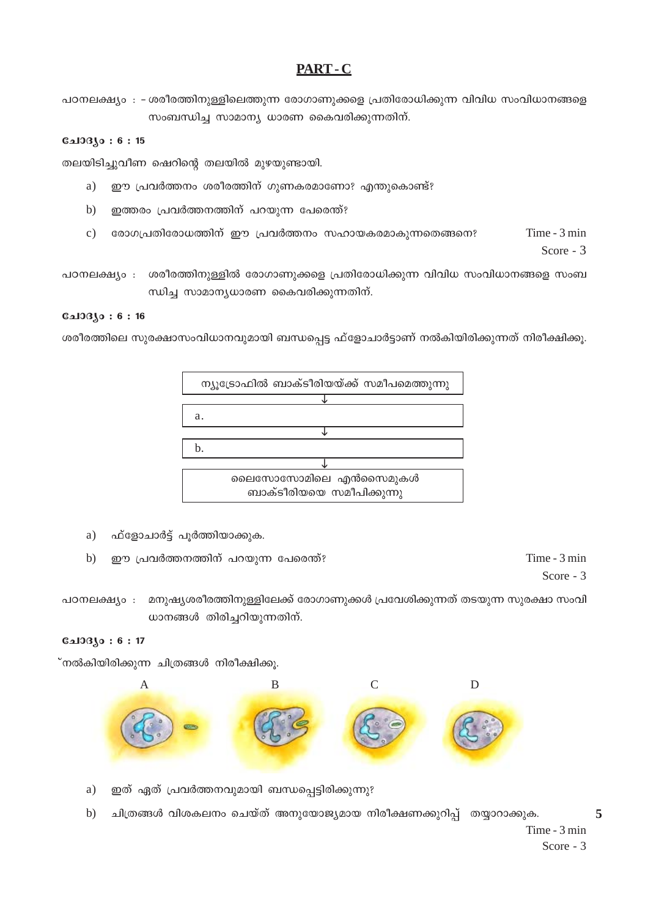## PART - C

പഠനലക്ഷ്യം : – ശരീരത്തിനുള്ളിലെത്തുന്ന രോഗാണുക്കളെ പ്രതിരോധിക്കുന്ന വിവിധ സംവിധാനങ്ങളെ സംബന്ധിച്ച സാമാന്യ ധാരണ കൈവരിക്കുന്നതിന്.

**ചോദ്യം : 6 : 15**

തലയിടിച്ചുവീണ ഷെറിന്റെ തലയിൽ മുഴയുണ്ടായി.

a) ഈ പ്രവർത്തനം ശരീരത്തിന് ഗുണകരമാണോ? എന്തുകൊണ്ട്?

b) ഇത്തരം പ്രവർത്തനത്തിന് പറയുന്ന പേരെന്ത്?

c) രോഗപ്രതിരോധത്തിന് ഈ പ്രവർത്തനം സഹായകരമാകുന്നതെങ്ങനെ?

Time - 3 min
Score - 3

പഠനലക്ഷ്യം : ശരീരത്തിനുള്ളിൽ രോഗാണുക്കളെ പ്രതിരോധിക്കുന്ന വിവിധ സംവിധാനങ്ങളെ സംബന്ധിച്ച സാമാന്യധാരണ കൈവരിക്കുന്നതിന്.

**ചോദ്യം : 6 : 16**

ശരീരത്തിലെ സുരക്ഷാസംവിധാനവുമായി ബന്ധപ്പെട്ട ഫ്ളോചാർട്ടാണ് നൽകിയിരിക്കുന്നത് നിരീക്ഷിക്കൂ.

| ന്യൂട്രോഫിൽ ബാക്ടീരിയയ്ക്ക് സമീപമെത്തുന്നു |
|---|
| ↓ |
| a. |
| ↓ |
| b. |
| ↓ |
| ലൈസോസോമിലെ എൻസൈമുകൾ ബാക്ടീരിയയെ സമീപിക്കുന്നു |

a) ഫ്ളോചാർട്ട് പൂർത്തിയാക്കുക.

b) ഈ പ്രവർത്തനത്തിന് പറയുന്ന പേരെന്ത്?

Time - 3 min
Score - 3

പഠനലക്ഷ്യം : മനുഷ്യശരീരത്തിനുള്ളിലേക്ക് രോഗാണുക്കൾ പ്രവേശിക്കുന്നത് തടയുന്ന സുരക്ഷാ സംവിധാനങ്ങൾ തിരിച്ചറിയുന്നതിന്.

**ചോദ്യം : 6 : 17**

നൽകിയിരിക്കുന്ന ചിത്രങ്ങൾ നിരീക്ഷിക്കൂ.

A B C D

a) ഇത് ഏത് പ്രവർത്തനവുമായി ബന്ധപ്പെട്ടിരിക്കുന്നു?

b) ചിത്രങ്ങൾ വിശകലനം ചെയ്ത് അനുയോജ്യമായ നിരീക്ഷണക്കുറിപ്പ് തയ്യാറാക്കുക.

Time - 3 min
Score - 3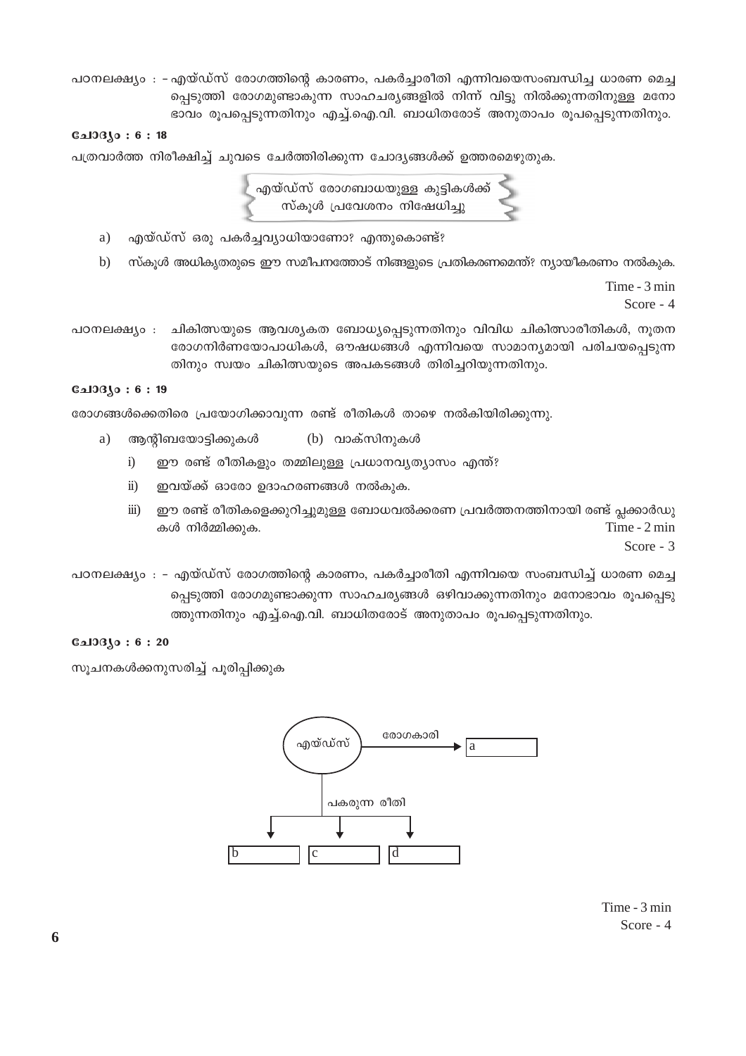പഠനലക്ഷ്യം : - എയ്ഡ്സ് രോഗത്തിന്റെ കാരണം, പകർച്ചാരീതി എന്നിവയെസംബന്ധിച്ച ധാരണ മെച്ചപ്പെടുത്തി രോഗമുണ്ടാകുന്ന സാഹചര്യങ്ങളിൽ നിന്ന് വിട്ടു നിൽക്കുന്നതിനുള്ള മനോഭാവം രൂപപ്പെടുന്നതിനും എച്ച്.ഐ.വി. ബാധിതരോട് അനുതാപം രൂപപ്പെടുന്നതിനും.

**ചോദ്യം : 6 : 18**

പത്രവാർത്ത നിരീക്ഷിച്ച് ചുവടെ ചേർത്തിരിക്കുന്ന ചോദ്യങ്ങൾക്ക് ഉത്തരമെഴുതുക.

> എയ്ഡ്സ് രോഗബാധയുള്ള കുട്ടികൾക്ക് സ്കൂൾ പ്രവേശനം നിഷേധിച്ചു

a) എയ്ഡ്സ് ഒരു പകർച്ചവ്യാധിയാണോ? എന്തുകൊണ്ട്?

b) സ്കൂൾ അധികൃതരുടെ ഈ സമീപനത്തോട് നിങ്ങളുടെ പ്രതികരണമെന്ത്? ന്യായീകരണം നൽകുക.

Time - 3 min
Score - 4

പഠനലക്ഷ്യം : ചികിത്സയുടെ ആവശ്യകത ബോധ്യപ്പെടുന്നതിനും വിവിധ ചികിത്സാരീതികൾ, നൂതന രോഗനിർണയോപാധികൾ, ഔഷധങ്ങൾ എന്നിവയെ സാമാന്യമായി പരിചയപ്പെടുന്നതിനും സ്വയം ചികിത്സയുടെ അപകടങ്ങൾ തിരിച്ചറിയുന്നതിനും.

**ചോദ്യം : 6 : 19**

രോഗങ്ങൾക്കെതിരെ പ്രയോഗിക്കാവുന്ന രണ്ട് രീതികൾ താഴെ നൽകിയിരിക്കുന്നു.

a) ആന്റിബയോട്ടിക്കുകൾ (b) വാക്സിനുകൾ

i) ഈ രണ്ട് രീതികളും തമ്മിലുള്ള പ്രധാനവ്യത്യാസം എന്ത്?

ii) ഇവയ്ക്ക് ഓരോ ഉദാഹരണങ്ങൾ നൽകുക.

iii) ഈ രണ്ട് രീതികളെക്കുറിച്ചുമുള്ള ബോധവൽക്കരണ പ്രവർത്തനത്തിനായി രണ്ട് പ്ലക്കാർഡുകൾ നിർമ്മിക്കുക.

Time - 2 min
Score - 3

പഠനലക്ഷ്യം : - എയ്ഡ്സ് രോഗത്തിന്റെ കാരണം, പകർച്ചാരീതി എന്നിവയെ സംബന്ധിച്ച് ധാരണ മെച്ചപ്പെടുത്തി രോഗമുണ്ടാക്കുന്ന സാഹചര്യങ്ങൾ ഒഴിവാക്കുന്നതിനും മനോഭാവം രൂപപ്പെടുത്തുന്നതിനും എച്ച്.ഐ.വി. ബാധിതരോട് അനുതാപം രൂപപ്പെടുന്നതിനും.

**ചോദ്യം : 6 : 20**

സൂചനകൾക്കനുസരിച്ച് പൂരിപ്പിക്കുക

എയ്ഡ്സ് — രോഗകാരി → a

എയ്ഡ്സ് — പകരുന്ന രീതി → b, c, d

Time - 3 min
Score - 4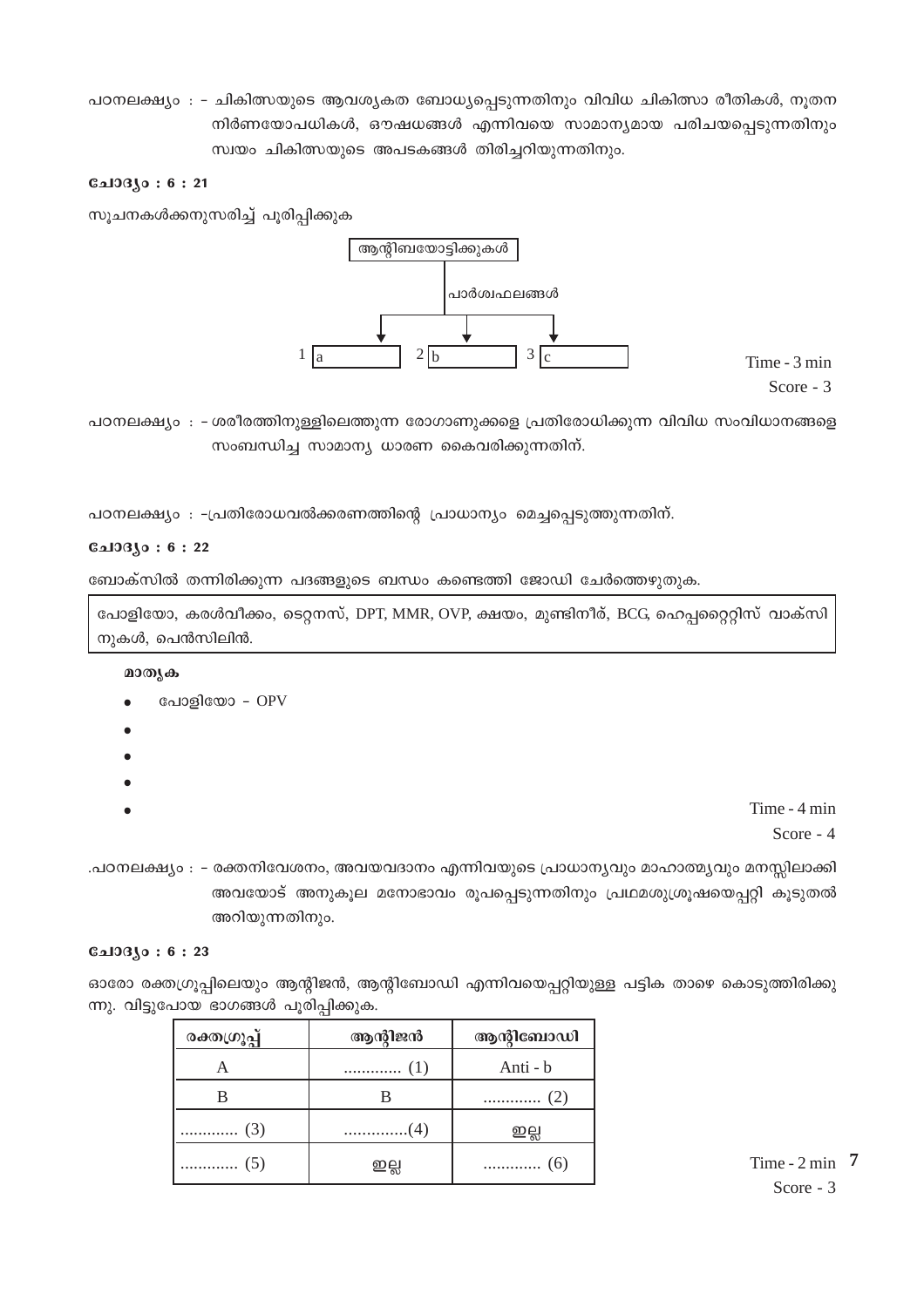പഠനലക്ഷ്യം : - ചികിത്സയുടെ ആവശ്യകത ബോധ്യപ്പെടുന്നതിനും വിവിധ ചികിത്സാ രീതികൾ, നൂതന നിർണയോപാധികൾ, ഔഷധങ്ങൾ എന്നിവയെ സാമാന്യമായ പരിചയപ്പെടുന്നതിനും സ്വയം ചികിത്സയുടെ അപടകങ്ങൾ തിരിച്ചറിയുന്നതിനും.

**ചോദ്യം : 6 : 21**

സൂചനകൾക്കനുസരിച്ച് പൂരിപ്പിക്കുക

ആന്റിബയോട്ടിക്കുകൾ

പാർശ്വഫലങ്ങൾ

1 a 2 b 3 c

Time - 3 min
Score - 3

പഠനലക്ഷ്യം : - ശരീരത്തിനുള്ളിലെത്തുന്ന രോഗാണുക്കളെ പ്രതിരോധിക്കുന്ന വിവിധ സംവിധാനങ്ങളെ സംബന്ധിച്ച സാമാന്യ ധാരണ കൈവരിക്കുന്നതിന്.

പഠനലക്ഷ്യം : -പ്രതിരോധവൽക്കരണത്തിന്റെ പ്രാധാന്യം മെച്ചപ്പെടുത്തുന്നതിന്.

**ചോദ്യം : 6 : 22**

ബോക്സിൽ തന്നിരിക്കുന്ന പദങ്ങളുടെ ബന്ധം കണ്ടെത്തി ജോഡി ചേർത്തെഴുതുക.

| പോളിയോ, കരൾവീക്കം, ടെറ്റനസ്, DPT, MMR, OVP, ക്ഷയം, മുണ്ടിനീര്, BCG, ഹെപ്പറ്റൈറ്റിസ് വാക്സിനുകൾ, പെൻസിലിൻ. |
|---|

**മാതൃക**

- പോളിയോ - OPV
- 
- 
- 
- 

Time - 4 min
Score - 4

.പഠനലക്ഷ്യം : - രക്തനിവേശനം, അവയവദാനം എന്നിവയുടെ പ്രാധാന്യവും മാഹാത്മ്യവും മനസ്സിലാക്കി അവയോട് അനുകൂല മനോഭാവം രൂപപ്പെടുന്നതിനും പ്രഥമശുശ്രൂഷയെപ്പറ്റി കൂടുതൽ അറിയുന്നതിനും.

**ചോദ്യം : 6 : 23**

ഓരോ രക്തഗ്രൂപ്പിലെയും ആന്റിജൻ, ആന്റിബോഡി എന്നിവയെപ്പറ്റിയുള്ള പട്ടിക താഴെ കൊടുത്തിരിക്കുന്നു. വിട്ടുപോയ ഭാഗങ്ങൾ പൂരിപ്പിക്കുക.

| രക്തഗ്രൂപ്പ് | ആന്റിജൻ | ആന്റിബോഡി |
|---|---|---|
| A | ............. (1) | Anti - b |
| B | B | ............. (2) |
| ............. (3) | ..............(4) | ഇല്ല |
| ............. (5) | ഇല്ല | ............. (6) |

Time - 2 min
Score - 3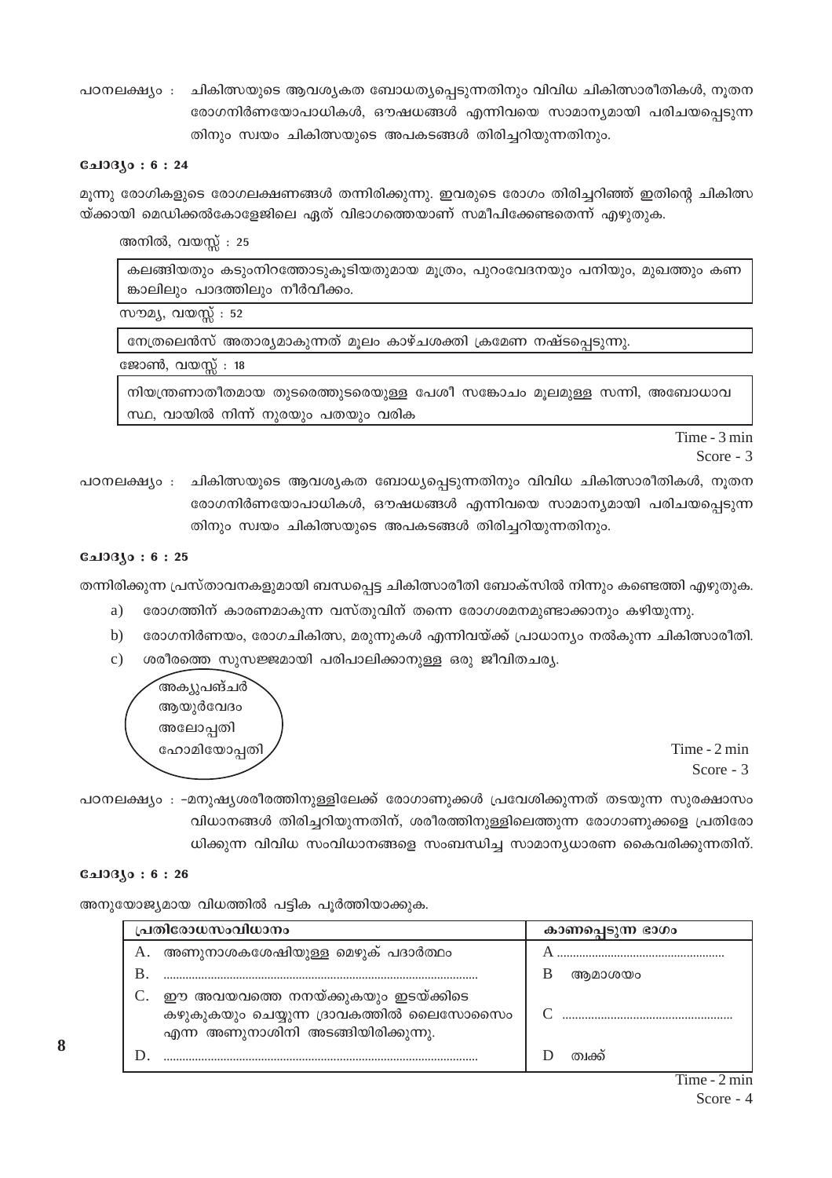പഠനലക്ഷ്യം : ചികിത്സയുടെ ആവശ്യകത ബോധത്യപ്പെടുന്നതിനും വിവിധ ചികിത്സാരീതികൾ, നൂതന രോഗനിർണയോപാധികൾ, ഔഷധങ്ങൾ എന്നിവയെ സാമാന്യമായി പരിചയപ്പെടുന്നതിനും സ്വയം ചികിത്സയുടെ അപകടങ്ങൾ തിരിച്ചറിയുന്നതിനും.

**ചോദ്യം : 6 : 24**

മൂന്നു രോഗികളുടെ രോഗലക്ഷണങ്ങൾ തന്നിരിക്കുന്നു. ഇവരുടെ രോഗം തിരിച്ചറിഞ്ഞ് ഇതിന്റെ ചികിത്സയ്ക്കായി മെഡിക്കൽകോളേജിലെ ഏത് വിഭാഗത്തെയാണ് സമീപിക്കേണ്ടതെന്ന് എഴുതുക.

അനിൽ, വയസ്സ് : 25

| കലങ്ങിയതും കടുംനിറത്തോടുകൂടിയതുമായ മൂത്രം, പുറംവേദനയും പനിയും, മുഖത്തും കണങ്കാലിലും പാദത്തിലും നീർവീക്കം. |
|---|

സൗമ്യ, വയസ്സ് : 52

| നേത്രലെൻസ് അതാര്യമാകുന്നത് മൂലം കാഴ്ചശക്തി ക്രമേണ നഷ്ടപ്പെടുന്നു. |
|---|

ജോൺ, വയസ്സ് : 18

| നിയന്ത്രണാതീതമായ തുടരെത്തുടരെയുള്ള പേശീ സങ്കോചം മൂലമുള്ള സന്നി, അബോധാവസ്ഥ, വായിൽ നിന്ന് നുരയും പതയും വരിക |
|---|

Time - 3 min
Score - 3

പഠനലക്ഷ്യം : ചികിത്സയുടെ ആവശ്യകത ബോധ്യപ്പെടുന്നതിനും വിവിധ ചികിത്സാരീതികൾ, നൂതന രോഗനിർണയോപാധികൾ, ഔഷധങ്ങൾ എന്നിവയെ സാമാന്യമായി പരിചയപ്പെടുന്നതിനും സ്വയം ചികിത്സയുടെ അപകടങ്ങൾ തിരിച്ചറിയുന്നതിനും.

**ചോദ്യം : 6 : 25**

തന്നിരിക്കുന്ന പ്രസ്താവനകളുമായി ബന്ധപ്പെട്ട ചികിത്സാരീതി ബോക്സിൽ നിന്നും കണ്ടെത്തി എഴുതുക.

a) രോഗത്തിന് കാരണമാകുന്ന വസ്തുവിന് തന്നെ രോഗശമനമുണ്ടാക്കാനും കഴിയുന്നു.
b) രോഗനിർണയം, രോഗചികിത്സ, മരുന്നുകൾ എന്നിവയ്ക്ക് പ്രാധാന്യം നൽകുന്ന ചികിത്സാരീതി.
c) ശരീരത്തെ സുസജ്ജമായി പരിപാലിക്കാനുള്ള ഒരു ജീവിതചര്യ.

അക്യുപങ്ചർ
ആയുർവേദം
അലോപ്പതി
ഹോമിയോപ്പതി

Time - 2 min
Score - 3

പഠനലക്ഷ്യം : -മനുഷ്യശരീരത്തിനുള്ളിലേക്ക് രോഗാണുക്കൾ പ്രവേശിക്കുന്നത് തടയുന്ന സുരക്ഷാസംവിധാനങ്ങൾ തിരിച്ചറിയുന്നതിന്, ശരീരത്തിനുള്ളിലെത്തുന്ന രോഗാണുക്കളെ പ്രതിരോധിക്കുന്ന വിവിധ സംവിധാനങ്ങളെ സംബന്ധിച്ച സാമാന്യധാരണ കൈവരിക്കുന്നതിന്.

**ചോദ്യം : 6 : 26**

അനുയോജ്യമായ വിധത്തിൽ പട്ടിക പൂർത്തിയാക്കുക.

| പ്രതിരോധസംവിധാനം | കാണപ്പെടുന്ന ഭാഗം |
|---|---|
| A. അണുനാശകശേഷിയുള്ള മെഴുക് പദാർത്ഥം | A ................................................ |
| B. ................................................................................ | B ആമാശയം |
| C. ഈ അവയവത്തെ നനയ്ക്കുകയും ഇടയ്ക്കിടെ കഴുകുകയും ചെയ്യുന്ന ദ്രാവകത്തിൽ ലൈസോസൈം എന്ന അണുനാശിനി അടങ്ങിയിരിക്കുന്നു. | C ................................................ |
| D. ................................................................................ | D ത്വക്ക് |

Time - 2 min
Score - 4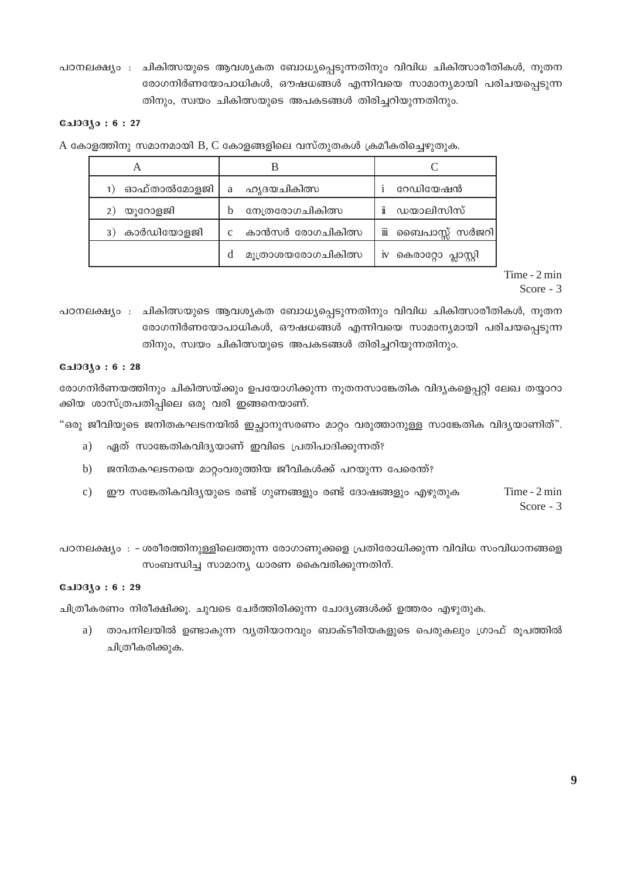പഠനലക്ഷ്യം : ചികിത്സയുടെ ആവശ്യകത ബോധ്യപ്പെടുന്നതിനും വിവിധ ചികിത്സാരീതികൾ, നൂതന രോഗനിർണയോപാധികൾ, ഔഷധങ്ങൾ എന്നിവയെ സാമാന്യമായി പരിചയപ്പെടുന്നതിനും, സ്വയം ചികിത്സയുടെ അപകടങ്ങൾ തിരിച്ചറിയുന്നതിനും.

**ചോദ്യം : 6 : 27**

A കോളത്തിനു സമാനമായി B, C കോളങ്ങളിലെ വസ്തുതകൾ ക്രമീകരിച്ചെഴുതുക.

| A | B | C |
|---|---|---|
| 1) ഓഫ്താൽമോളജി | a ഹൃദയചികിത്സ | i റേഡിയേഷൻ |
| 2) യൂറോളജി | b നേത്രരോഗചികിത്സ | ii ഡയാലിസിസ് |
| 3) കാർഡിയോളജി | c കാൻസർ രോഗചികിത്സ | iii ബൈപാസ്സ് സർജറി |
| | d മൂത്രാശയരോഗചികിത്സ | iv കെരാറ്റോ പ്ലാസ്റ്റി |

Time - 2 min
Score - 3

പഠനലക്ഷ്യം : ചികിത്സയുടെ ആവശ്യകത ബോധ്യപ്പെടുന്നതിനും വിവിധ ചികിത്സാരീതികൾ, നൂതന രോഗനിർണയോപാധികൾ, ഔഷധങ്ങൾ എന്നിവയെ സാമാന്യമായി പരിചയപ്പെടുന്നതിനും, സ്വയം ചികിത്സയുടെ അപകടങ്ങൾ തിരിച്ചറിയുന്നതിനും.

**ചോദ്യം : 6 : 28**

രോഗനിർണയത്തിനും ചികിത്സയ്ക്കും ഉപയോഗിക്കുന്ന നൂതനസാങ്കേതിക വിദ്യകളെപ്പറ്റി ലേഖ തയ്യാറാക്കിയ ശാസ്ത്രപതിപ്പിലെ ഒരു വരി ഇങ്ങനെയാണ്.

"ഒരു ജീവിയുടെ ജനിതകഘടനയിൽ ഇച്ഛാനുസരണം മാറ്റം വരുത്താനുള്ള സാങ്കേതിക വിദ്യയാണിത്".

a) ഏത് സാങ്കേതികവിദ്യയാണ് ഇവിടെ പ്രതിപാദിക്കുന്നത്?

b) ജനിതകഘടനയെ മാറ്റംവരുത്തിയ ജീവികൾക്ക് പറയുന്ന പേരെന്ത്?

c) ഈ സങ്കേതികവിദ്യയുടെ രണ്ട് ഗുണങ്ങളും രണ്ട് ദോഷങ്ങളും എഴുതുക

Time - 2 min
Score - 3

പഠനലക്ഷ്യം : - ശരീരത്തിനുള്ളിലെത്തുന്ന രോഗാണുക്കളെ പ്രതിരോധിക്കുന്ന വിവിധ സംവിധാനങ്ങളെ സംബന്ധിച്ച സാമാന്യ ധാരണ കൈവരിക്കുന്നതിന്.

**ചോദ്യം : 6 : 29**

ചിത്രീകരണം നിരീക്ഷിക്കൂ. ചുവടെ ചേർത്തിരിക്കുന്ന ചോദ്യങ്ങൾക്ക് ഉത്തരം എഴുതുക.

a) താപനിലയിൽ ഉണ്ടാകുന്ന വ്യതിയാനവും ബാക്ടീരിയകളുടെ പെരുകലും ഗ്രാഫ് രൂപത്തിൽ ചിത്രീകരിക്കുക.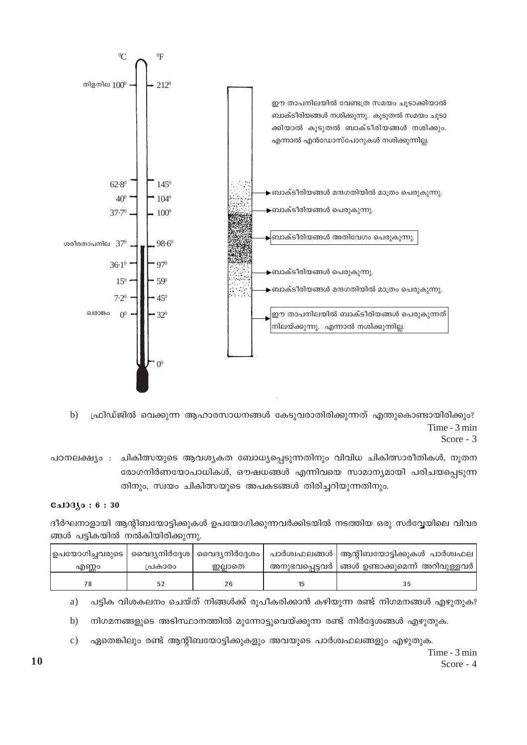| °C | °F | |
|---|---|---|
| തിളനില 100° | 212° | ഈ താപനിലയിൽ വേണ്ടത്ര സമയം ചൂടാക്കിയാൽ ബാക്ടീരിയങ്ങൾ നശിക്കുന്നു. കൂടുതൽ സമയം ചൂടാക്കിയാൽ കൂടുതൽ ബാക്ടീരിയങ്ങൾ നശിക്കും. എന്നാൽ എൻഡോസ്പോറുകൾ നശിക്കുന്നില്ല. |
| 62·8° | 145° | ബാക്ടീരിയങ്ങൾ മന്ദഗതിയിൽ മാത്രം പെരുകുന്നു. |
| 40° | 104° | ബാക്ടീരിയങ്ങൾ പെരുകുന്നു. |
| 37·7° | 100° | |
| ശരീരതാപനില 37° | 98·6° | ബാക്ടീരിയങ്ങൾ അതിവേഗം പെരുകുന്നു. |
| 36·1° | 97° | ബാക്ടീരിയങ്ങൾ പെരുകുന്നു. |
| 15° | 59° | ബാക്ടീരിയങ്ങൾ മന്ദഗതിയിൽ മാത്രം പെരുകുന്നു. |
| 7·2° | 45° | |
| ഖരാങ്കം 0° | 32° | ഈ താപനിലയിൽ ബാക്ടീരിയങ്ങൾ പെരുകുന്നത് നിലയ്ക്കുന്നു. എന്നാൽ നശിക്കുന്നില്ല. |
| | 0° | |

b) ഫ്രിഡ്ജിൽ വെക്കുന്ന ആഹാരസാധനങ്ങൾ കേടുവരാതിരിക്കുന്നത് എന്തുകൊണ്ടായിരിക്കും?

Time - 3 min
Score - 3

പഠനലക്ഷ്യം : ചികിത്സയുടെ ആവശ്യകത ബോധ്യപ്പെടുന്നതിനും വിവിധ ചികിത്സാരീതികൾ, നൂതന രോഗനിർണയോപാധികൾ, ഔഷധങ്ങൾ എന്നിവയെ സാമാന്യമായി പരിചയപ്പെടുന്നതിനും, സ്വയം ചികിത്സയുടെ അപകടങ്ങൾ തിരിച്ചറിയുന്നതിനും.

**ചോദ്യം : 6 : 30**

ദീർഘനാളായി ആന്റിബയോട്ടിക്കുകൾ ഉപയോഗിക്കുന്നവർക്കിടയിൽ നടത്തിയ ഒരു സർവ്വേയിലെ വിവരങ്ങൾ പട്ടികയിൽ നൽകിയിരിക്കുന്നു.

| ഉപയോഗിച്ചവരുടെ എണ്ണം | വൈദ്യനിർദ്ദേശ പ്രകാരം | വൈദ്യനിർദ്ദേശം ഇല്ലാതെ | പാർശ്വഫലങ്ങൾ അനുഭവപ്പെട്ടവർ | ആന്റിബയോട്ടിക്കുകൾ പാർശ്വഫലങ്ങൾ ഉണ്ടാക്കുമെന്ന് അറിവുള്ളവർ |
|---|---|---|---|---|
| 78 | 52 | 26 | 15 | 35 |

a) പട്ടിക വിശകലനം ചെയ്ത് നിങ്ങൾക്ക് രൂപീകരിക്കാൻ കഴിയുന്ന രണ്ട് നിഗമനങ്ങൾ എഴുതുക?

b) നിഗമനങ്ങളുടെ അടിസ്ഥാനത്തിൽ മുന്നോട്ടുവെയ്ക്കുന്ന രണ്ട് നിർദ്ദേശങ്ങൾ എഴുതുക.

c) ഏതെങ്കിലും രണ്ട് ആന്റിബയോട്ടിക്കുകളും അവയുടെ പാർശ്വഫലങ്ങളും എഴുതുക.

Time - 3 min
Score - 4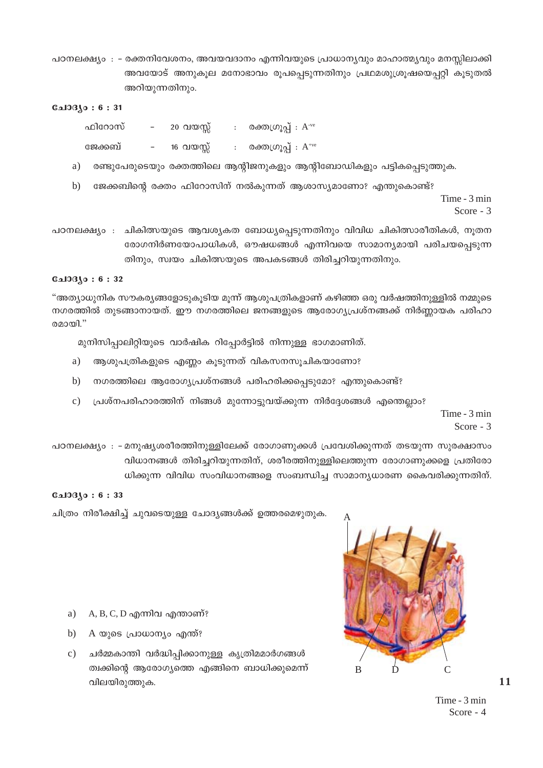പഠനലക്ഷ്യം : - രക്തനിവേശനം, അവയവദാനം എന്നിവയുടെ പ്രാധാന്യവും മാഹാത്മ്യവും മനസ്സിലാക്കി അവയോട് അനുകൂല മനോഭാവം രൂപപ്പെടുന്നതിനും പ്രഥമശുശ്രൂഷയെപ്പറ്റി കൂടുതൽ അറിയുന്നതിനും.

**ചോദ്യം : 6 : 31**

ഫിറോസ് - 20 വയസ്സ് : രക്തഗ്രൂപ്പ് : $A^{-ve}$

ജേക്കബ് - 16 വയസ്സ് : രക്തഗ്രൂപ്പ് : $A^{+ve}$

a) രണ്ടുപേരുടെയും രക്തത്തിലെ ആന്റിജനുകളും ആന്റിബോഡികളും പട്ടികപ്പെടുത്തുക.

b) ജേക്കബിന്റെ രക്തം ഫിറോസിന് നൽകുന്നത് ആശാസ്യമാണോ? എന്തുകൊണ്ട്?

Time - 3 min
Score - 3

പഠനലക്ഷ്യം : ചികിത്സയുടെ ആവശ്യകത ബോധ്യപ്പെടുന്നതിനും വിവിധ ചികിത്സാരീതികൾ, നൂതന രോഗനിർണയോപാധികൾ, ഔഷധങ്ങൾ എന്നിവയെ സാമാന്യമായി പരിചയപ്പെടുന്നതിനും, സ്വയം ചികിത്സയുടെ അപകടങ്ങൾ തിരിച്ചറിയുന്നതിനും.

**ചോദ്യം : 6 : 32**

"അത്യാധുനിക സൗകര്യങ്ങളോടുകൂടിയ മൂന്ന് ആശുപത്രികളാണ് കഴിഞ്ഞ ഒരു വർഷത്തിനുള്ളിൽ നമ്മുടെ നഗരത്തിൽ തുടങ്ങാനായത്. ഈ നഗരത്തിലെ ജനങ്ങളുടെ ആരോഗ്യപ്രശ്നങ്ങൾക്ക് നിർണ്ണായക പരിഹാരമായി."

മുനിസിപ്പാലിറ്റിയുടെ വാർഷിക റിപ്പോർട്ടിൽ നിന്നുള്ള ഭാഗമാണിത്.

a) ആശുപത്രികളുടെ എണ്ണം കൂടുന്നത് വികസനസൂചികയാണോ?

b) നഗരത്തിലെ ആരോഗ്യപ്രശ്നങ്ങൾ പരിഹരിക്കപ്പെടുമോ? എന്തുകൊണ്ട്?

c) പ്രശ്നപരിഹാരത്തിന് നിങ്ങൾ മുന്നോട്ടുവയ്ക്കുന്ന നിർദ്ദേശങ്ങൾ എന്തെല്ലാം?

Time - 3 min
Score - 3

പഠനലക്ഷ്യം : - മനുഷ്യശരീരത്തിനുള്ളിലേക്ക് രോഗാണുക്കൾ പ്രവേശിക്കുന്നത് തടയുന്ന സുരക്ഷാസംവിധാനങ്ങൾ തിരിച്ചറിയുന്നതിന്, ശരീരത്തിനുള്ളിലെത്തുന്ന രോഗാണുക്കളെ പ്രതിരോധിക്കുന്ന വിവിധ സംവിധാനങ്ങളെ സംബന്ധിച്ച സാമാന്യധാരണ കൈവരിക്കുന്നതിന്.

**ചോദ്യം : 6 : 33**

ചിത്രം നിരീക്ഷിച്ച് ചുവടെയുള്ള ചോദ്യങ്ങൾക്ക് ഉത്തരമെഴുതുക.

a) A, B, C, D എന്നിവ എന്താണ്?

b) A യുടെ പ്രാധാന്യം എന്ത്?

c) ചർമ്മകാന്തി വർദ്ധിപ്പിക്കാനുള്ള കൃത്രിമമാർഗങ്ങൾ ത്വക്കിന്റെ ആരോഗ്യത്തെ എങ്ങിനെ ബാധിക്കുമെന്ന് വിലയിരുത്തുക.

Time - 3 min
Score - 4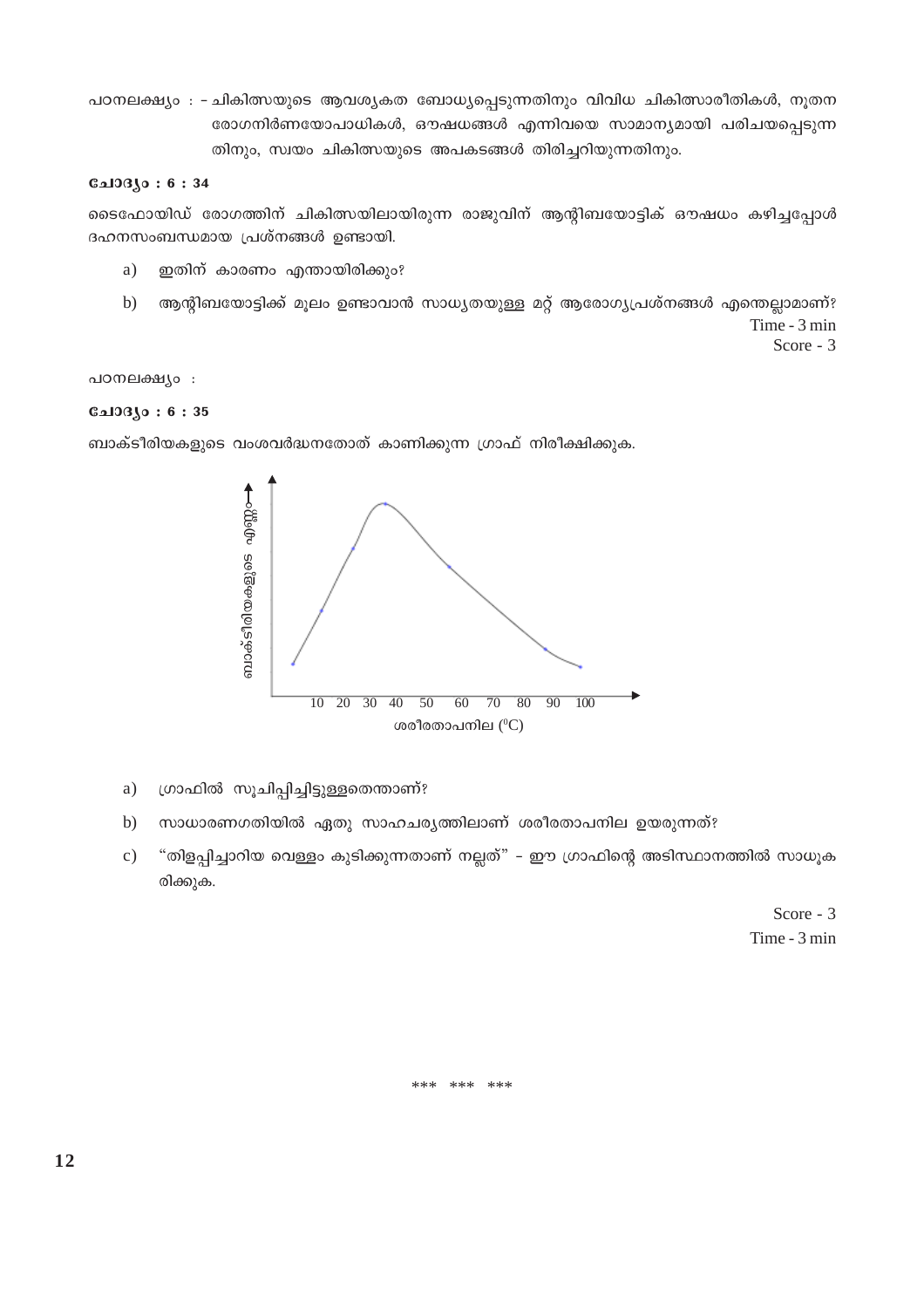പഠനലക്ഷ്യം : - ചികിത്സയുടെ ആവശ്യകത ബോധ്യപ്പെടുന്നതിനും വിവിധ ചികിത്സാരീതികൾ, നൂതന രോഗനിർണയോപാധികൾ, ഔഷധങ്ങൾ എന്നിവയെ സാമാന്യമായി പരിചയപ്പെടുന്നതിനും, സ്വയം ചികിത്സയുടെ അപകടങ്ങൾ തിരിച്ചറിയുന്നതിനും.

**ചോദ്യം : 6 : 34**

ടൈഫോയിഡ് രോഗത്തിന് ചികിത്സയിലായിരുന്ന രാജുവിന് ആന്റിബയോട്ടിക് ഔഷധം കഴിച്ചപ്പോൾ ദഹനസംബന്ധമായ പ്രശ്നങ്ങൾ ഉണ്ടായി.

a) ഇതിന് കാരണം എന്തായിരിക്കും?

b) ആന്റിബയോട്ടിക്ക് മൂലം ഉണ്ടാവാൻ സാധ്യതയുള്ള മറ്റ് ആരോഗ്യപ്രശ്നങ്ങൾ എന്തെല്ലാമാണ്?

Time - 3 min
Score - 3

പഠനലക്ഷ്യം :

**ചോദ്യം : 6 : 35**

ബാക്ടീരിയകളുടെ വംശവർദ്ധനതോത് കാണിക്കുന്ന ഗ്രാഫ് നിരീക്ഷിക്കുക.

ബാക്ടീരിയകളുടെ എണ്ണം

10 20 30 40 50 60 70 80 90 100

ശരീരതാപനില ($^0$C)

a) ഗ്രാഫിൽ സൂചിപ്പിച്ചിട്ടുള്ളതെന്താണ്?

b) സാധാരണഗതിയിൽ ഏതു സാഹചര്യത്തിലാണ് ശരീരതാപനില ഉയരുന്നത്?

c) "തിളപ്പിച്ചാറിയ വെള്ളം കുടിക്കുന്നതാണ് നല്ലത്" - ഈ ഗ്രാഫിന്റെ അടിസ്ഥാനത്തിൽ സാധൂകരിക്കുക.

Score - 3
Time - 3 min

\*\*\* \*\*\* \*\*\*